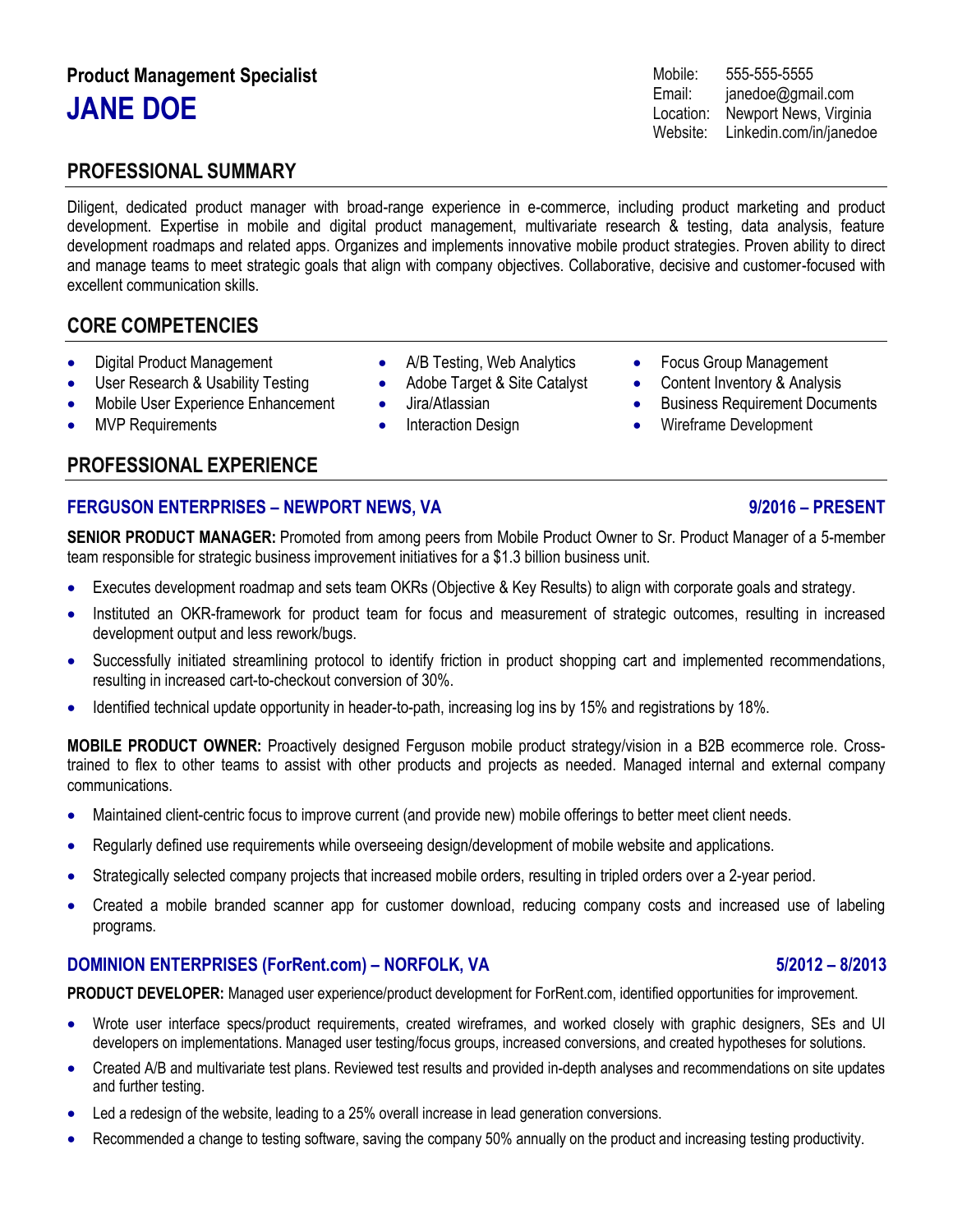**Product Management Specialist**

# JANE DOE

Mobile: 555-555-5555
Email: janedoe@gmail.com
Location: Newport News, Virginia
Website: Linkedin.com/in/janedoe

## PROFESSIONAL SUMMARY

Diligent, dedicated product manager with broad-range experience in e-commerce, including product marketing and product development. Expertise in mobile and digital product management, multivariate research & testing, data analysis, feature development roadmaps and related apps. Organizes and implements innovative mobile product strategies. Proven ability to direct and manage teams to meet strategic goals that align with company objectives. Collaborative, decisive and customer-focused with excellent communication skills.

## CORE COMPETENCIES

- Digital Product Management
- User Research & Usability Testing
- Mobile User Experience Enhancement
- MVP Requirements
- A/B Testing, Web Analytics
- Adobe Target & Site Catalyst
- Jira/Atlassian
- Interaction Design
- Focus Group Management
- Content Inventory & Analysis
- Business Requirement Documents
- Wireframe Development

## PROFESSIONAL EXPERIENCE

### FERGUSON ENTERPRISES – NEWPORT NEWS, VA — 9/2016 – PRESENT

**SENIOR PRODUCT MANAGER:** Promoted from among peers from Mobile Product Owner to Sr. Product Manager of a 5-member team responsible for strategic business improvement initiatives for a $1.3 billion business unit.

- Executes development roadmap and sets team OKRs (Objective & Key Results) to align with corporate goals and strategy.
- Instituted an OKR-framework for product team for focus and measurement of strategic outcomes, resulting in increased development output and less rework/bugs.
- Successfully initiated streamlining protocol to identify friction in product shopping cart and implemented recommendations, resulting in increased cart-to-checkout conversion of 30%.
- Identified technical update opportunity in header-to-path, increasing log ins by 15% and registrations by 18%.

**MOBILE PRODUCT OWNER:** Proactively designed Ferguson mobile product strategy/vision in a B2B ecommerce role. Cross-trained to flex to other teams to assist with other products and projects as needed. Managed internal and external company communications.

- Maintained client-centric focus to improve current (and provide new) mobile offerings to better meet client needs.
- Regularly defined use requirements while overseeing design/development of mobile website and applications.
- Strategically selected company projects that increased mobile orders, resulting in tripled orders over a 2-year period.
- Created a mobile branded scanner app for customer download, reducing company costs and increased use of labeling programs.

### DOMINION ENTERPRISES (ForRent.com) – NORFOLK, VA — 5/2012 – 8/2013

**PRODUCT DEVELOPER:** Managed user experience/product development for ForRent.com, identified opportunities for improvement.

- Wrote user interface specs/product requirements, created wireframes, and worked closely with graphic designers, SEs and UI developers on implementations. Managed user testing/focus groups, increased conversions, and created hypotheses for solutions.
- Created A/B and multivariate test plans. Reviewed test results and provided in-depth analyses and recommendations on site updates and further testing.
- Led a redesign of the website, leading to a 25% overall increase in lead generation conversions.
- Recommended a change to testing software, saving the company 50% annually on the product and increasing testing productivity.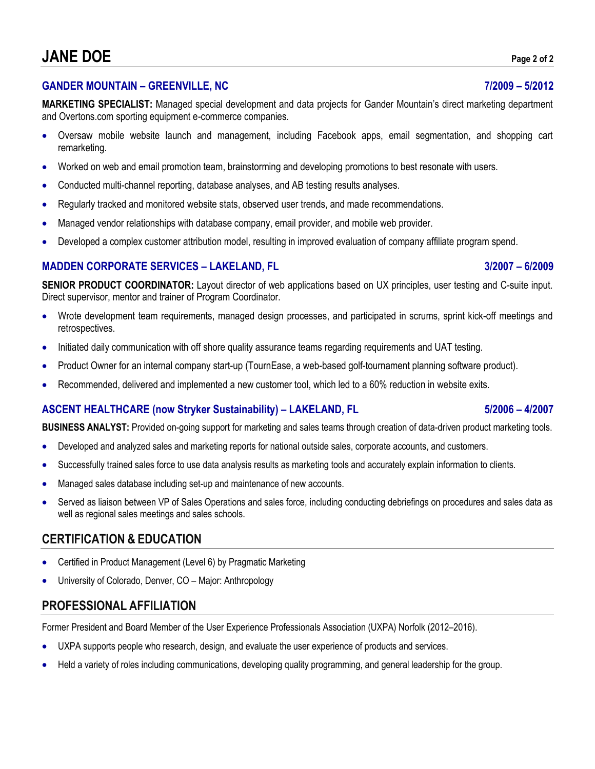### GANDER MOUNTAIN – GREENVILLE, NC 7/2009 – 5/2012

**MARKETING SPECIALIST:** Managed special development and data projects for Gander Mountain's direct marketing department and Overtons.com sporting equipment e-commerce companies.

- Oversaw mobile website launch and management, including Facebook apps, email segmentation, and shopping cart remarketing.
- Worked on web and email promotion team, brainstorming and developing promotions to best resonate with users.
- Conducted multi-channel reporting, database analyses, and AB testing results analyses.
- Regularly tracked and monitored website stats, observed user trends, and made recommendations.
- Managed vendor relationships with database company, email provider, and mobile web provider.
- Developed a complex customer attribution model, resulting in improved evaluation of company affiliate program spend.

### MADDEN CORPORATE SERVICES – LAKELAND, FL 3/2007 – 6/2009

**SENIOR PRODUCT COORDINATOR:** Layout director of web applications based on UX principles, user testing and C-suite input. Direct supervisor, mentor and trainer of Program Coordinator.

- Wrote development team requirements, managed design processes, and participated in scrums, sprint kick-off meetings and retrospectives.
- Initiated daily communication with off shore quality assurance teams regarding requirements and UAT testing.
- Product Owner for an internal company start-up (TournEase, a web-based golf-tournament planning software product).
- Recommended, delivered and implemented a new customer tool, which led to a 60% reduction in website exits.

### ASCENT HEALTHCARE (now Stryker Sustainability) – LAKELAND, FL 5/2006 – 4/2007

**BUSINESS ANALYST:** Provided on-going support for marketing and sales teams through creation of data-driven product marketing tools.

- Developed and analyzed sales and marketing reports for national outside sales, corporate accounts, and customers.
- Successfully trained sales force to use data analysis results as marketing tools and accurately explain information to clients.
- Managed sales database including set-up and maintenance of new accounts.
- Served as liaison between VP of Sales Operations and sales force, including conducting debriefings on procedures and sales data as well as regional sales meetings and sales schools.

## CERTIFICATION & EDUCATION

- Certified in Product Management (Level 6) by Pragmatic Marketing
- University of Colorado, Denver, CO – Major: Anthropology

## PROFESSIONAL AFFILIATION

Former President and Board Member of the User Experience Professionals Association (UXPA) Norfolk (2012–2016).

- UXPA supports people who research, design, and evaluate the user experience of products and services.
- Held a variety of roles including communications, developing quality programming, and general leadership for the group.